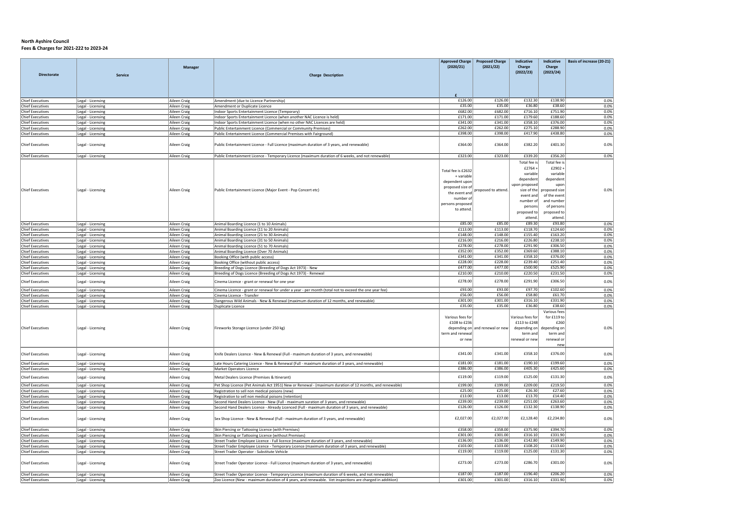**North Ayshire Council**
**Fees & Charges for 2021-222 to 2023-24**

| Directorate | Service | Manager | Charge Description | Approved Charge (2020/21) | Proposed Charge (2021/22) | Indicative Charge (2022/23) | Indicative Charge (2023/24) | Basis of increase (20-21) |
|---|---|---|---|---|---|---|---|---|
| | | | | £ | | | | |
| Chief Executives | Legal - Licensing | Aileen Craig | Amendment (due to Licence Partnership) | £126.00 | £126.00 | £132.30 | £138.90 | 0.0% |
| Chief Executives | Legal - Licensing | Aileen Craig | Amendment or Duplicate Licence | £35.00 | £35.00 | £36.80 | £38.60 | 0.0% |
| Chief Executives | Legal - Licensing | Aileen Craig | Indoor Sports Entertainment Licence (Temporary) | £682.00 | £682.00 | £716.10 | £751.90 | 0.0% |
| Chief Executives | Legal - Licensing | Aileen Craig | Indoor Sports Entertainment Licence (when another NAC Licence is held) | £171.00 | £171.00 | £179.60 | £188.60 | 0.0% |
| Chief Executives | Legal - Licensing | Aileen Craig | Indoor Sports Entertainment Licence (when no other NAC Licences are held) | £341.00 | £341.00 | £358.10 | £376.00 | 0.0% |
| Chief Executives | Legal - Licensing | Aileen Craig | Public Entertainment Licence (Commercial or Community Premises) | £262.00 | £262.00 | £275.10 | £288.90 | 0.0% |
| Chief Executives | Legal - Licensing | Aileen Craig | Public Entertainment Licence (Commercial Premises with Fairground) | £398.00 | £398.00 | £417.90 | £438.80 | 0.0% |
| Chief Executives | Legal - Licensing | Aileen Craig | Public Entertainment Licence - Full Licence (maximum duration of 3 years, and renewable) | £364.00 | £364.00 | £382.20 | £401.30 | 0.0% |
| Chief Executives | Legal - Licensing | Aileen Craig | Public Entertainment Licence - Temporary Licence (maximum duration of 6 weeks, and not renewable) | £323.00 | £323.00 | £339.20 | £356.20 | 0.0% |
| Chief Executives | Legal - Licensing | Aileen Craig | Public Entertainment Licence (Major Event - Pop Concert etc) | Total fee is £2632 + variable dependent upon proposed size of the event and number of persons proposed to attend. | proposed to attend. | Total fee is £2764 + variable dependent upon proposed size of the event and number of persons proposed to attend. | Total fee is £2902 + variable dependent upon proposed size of the event and number of persons proposed to attend. | 0.0% |
| Chief Executives | Legal - Licensing | Aileen Craig | Animal Boarding Licence (1 to 10 Animals) | £85.00 | £85.00 | £89.30 | £93.80 | 0.0% |
| Chief Executives | Legal - Licensing | Aileen Craig | Animal Boarding Licence (11 to 20 Animals) | £113.00 | £113.00 | £118.70 | £124.60 | 0.0% |
| Chief Executives | Legal - Licensing | Aileen Craig | Animal Boarding Licence (21 to 30 Animals) | £148.00 | £148.00 | £155.40 | £163.20 | 0.0% |
| Chief Executives | Legal - Licensing | Aileen Craig | Animal Boarding Licence (31 to 50 Animals) | £216.00 | £216.00 | £226.80 | £238.10 | 0.0% |
| Chief Executives | Legal - Licensing | Aileen Craig | Animal Boarding Licence (51 to 70 Animals) | £278.00 | £278.00 | £291.90 | £306.50 | 0.0% |
| Chief Executives | Legal - Licensing | Aileen Craig | Animal Boarding Licence (Over 70 Animals) | £352.00 | £352.00 | £369.60 | £388.10 | 0.0% |
| Chief Executives | Legal - Licensing | Aileen Craig | Booking Office (with public access) | £341.00 | £341.00 | £358.10 | £376.00 | 0.0% |
| Chief Executives | Legal - Licensing | Aileen Craig | Booking Office (without public access) | £228.00 | £228.00 | £239.40 | £251.40 | 0.0% |
| Chief Executives | Legal - Licensing | Aileen Craig | Breeding of Dogs Licence (Breeding of Dogs Act 1973) - New | £477.00 | £477.00 | £500.90 | £525.90 | 0.0% |
| Chief Executives | Legal - Licensing | Aileen Craig | Breeding of Dogs Licence (Breeding of Dogs Act 1973) - Renewal | £210.00 | £210.00 | £220.50 | £231.50 | 0.0% |
| Chief Executives | Legal - Licensing | Aileen Craig | Cinema Licence - grant or renewal for one year | £278.00 | £278.00 | £291.90 | £306.50 | 0.0% |
| Chief Executives | Legal - Licensing | Aileen Craig | Cinema Licence - grant or renewal for under a year - per month (total not to exceed the one year fee) | £93.00 | £93.00 | £97.70 | £102.60 | 0.0% |
| Chief Executives | Legal - Licensing | Aileen Craig | Cinema Licence - Transfer | £56.00 | £56.00 | £58.80 | £61.70 | 0.0% |
| Chief Executives | Legal - Licensing | Aileen Craig | Dangerous Wild Animals - New & Renewal (maximum duration of 12 months, and renewable) | £301.00 | £301.00 | £316.10 | £331.90 | 0.0% |
| Chief Executives | Legal - Licensing | Aileen Craig | Duplicate Licence | £35.00 | £35.00 | £36.80 | £38.60 | 0.0% |
| Chief Executives | Legal - Licensing | Aileen Craig | Fireworks Storage Licence (under 250 kg) | Various fees for £108 to £236 depending on term and renewal or new | and renewal or new | Various fees for £113 to £248 depending on term and renewal or new | Various fees for £119 to £260 depending on term and renewal or new | 0.0% |
| Chief Executives | Legal - Licensing | Aileen Craig | Knife Dealers Licence - New & Renewal (Full - maximum duration of 3 years, and renewable) | £341.00 | £341.00 | £358.10 | £376.00 | 0.0% |
| Chief Executives | Legal - Licensing | Aileen Craig | Late Hours Catering Licence - New & Renewal (Full - maximum duration of 3 years, and renewable) | £181.00 | £181.00 | £190.10 | £199.60 | 0.0% |
| Chief Executives | Legal - Licensing | Aileen Craig | Market Operators Licence | £386.00 | £386.00 | £405.30 | £425.60 | 0.0% |
| Chief Executives | Legal - Licensing | Aileen Craig | Metal Dealers Licence (Premises & Itinerant) | £119.00 | £119.00 | £125.00 | £131.30 | 0.0% |
| Chief Executives | Legal - Licensing | Aileen Craig | Pet Shop Licence (Pet Animals Act 1951) New or Renewal - (maximum duration of 12 months, and renewable) | £199.00 | £199.00 | £209.00 | £219.50 | 0.0% |
| Chief Executives | Legal - Licensing | Aileen Craig | Registration to sell non medical poisons (new) | £25.00 | £25.00 | £26.30 | £27.60 | 0.0% |
| Chief Executives | Legal - Licensing | Aileen Craig | Registration to sell non medical poisons (retention) | £13.00 | £13.00 | £13.70 | £14.40 | 0.0% |
| Chief Executives | Legal - Licensing | Aileen Craig | Second Hand Dealers Licence - New (Full - maximum suration of 3 years, and renewable) | £239.00 | £239.00 | £251.00 | £263.60 | 0.0% |
| Chief Executives | Legal - Licensing | Aileen Craig | Second Hand Dealers Licence - Already Licenced (Full - maximum duration of 3 years, and renewable) | £126.00 | £126.00 | £132.30 | £138.90 | 0.0% |
| Chief Executives | Legal - Licensing | Aileen Craig | Sex Shop Licence - New & Renewal (Full - maximum duration of 3 years, and renewable) | £2,027.00 | £2,027.00 | £2,128.40 | £2,234.80 | 0.0% |
| Chief Executives | Legal - Licensing | Aileen Craig | Skin Piercing or Tattooing Licence (with Premises) | £358.00 | £358.00 | £375.90 | £394.70 | 0.0% |
| Chief Executives | Legal - Licensing | Aileen Craig | Skin Piercing or Tattooing Licence (without Premises) | £301.00 | £301.00 | £316.10 | £331.90 | 0.0% |
| Chief Executives | Legal - Licensing | Aileen Craig | Street Trader Employee Licence - Full licence (maximum duration of 3 years, and renewable) | £136.00 | £136.00 | £142.80 | £149.90 | 0.0% |
| Chief Executives | Legal - Licensing | Aileen Craig | Street Trader Employee Licence - Temporary Licence (maximum duration of 3 years, and renewable) | £103.00 | £103.00 | £108.20 | £113.60 | 0.0% |
| Chief Executives | Legal - Licensing | Aileen Craig | Street Trader Operator - Substitute Vehicle | £119.00 | £119.00 | £125.00 | £131.30 | 0.0% |
| Chief Executives | Legal - Licensing | Aileen Craig | Street Trader Operator Licence - Full Licence (maximum duration of 3 years, and renewable) | £273.00 | £273.00 | £286.70 | £301.00 | 0.0% |
| Chief Executives | Legal - Licensing | Aileen Craig | Street Trader Operator Licence - Temporary Licence (maximum duration of 6 weeks, and not renewable) | £187.00 | £187.00 | £196.40 | £206.20 | 0.0% |
| Chief Executives | Legal - Licensing | Aileen Craig | Zoo Licence (New - maximum duration of 4 years, and renewable. Vet inspections are charged in addition) | £301.00 | £301.00 | £316.10 | £331.90 | 0.0% |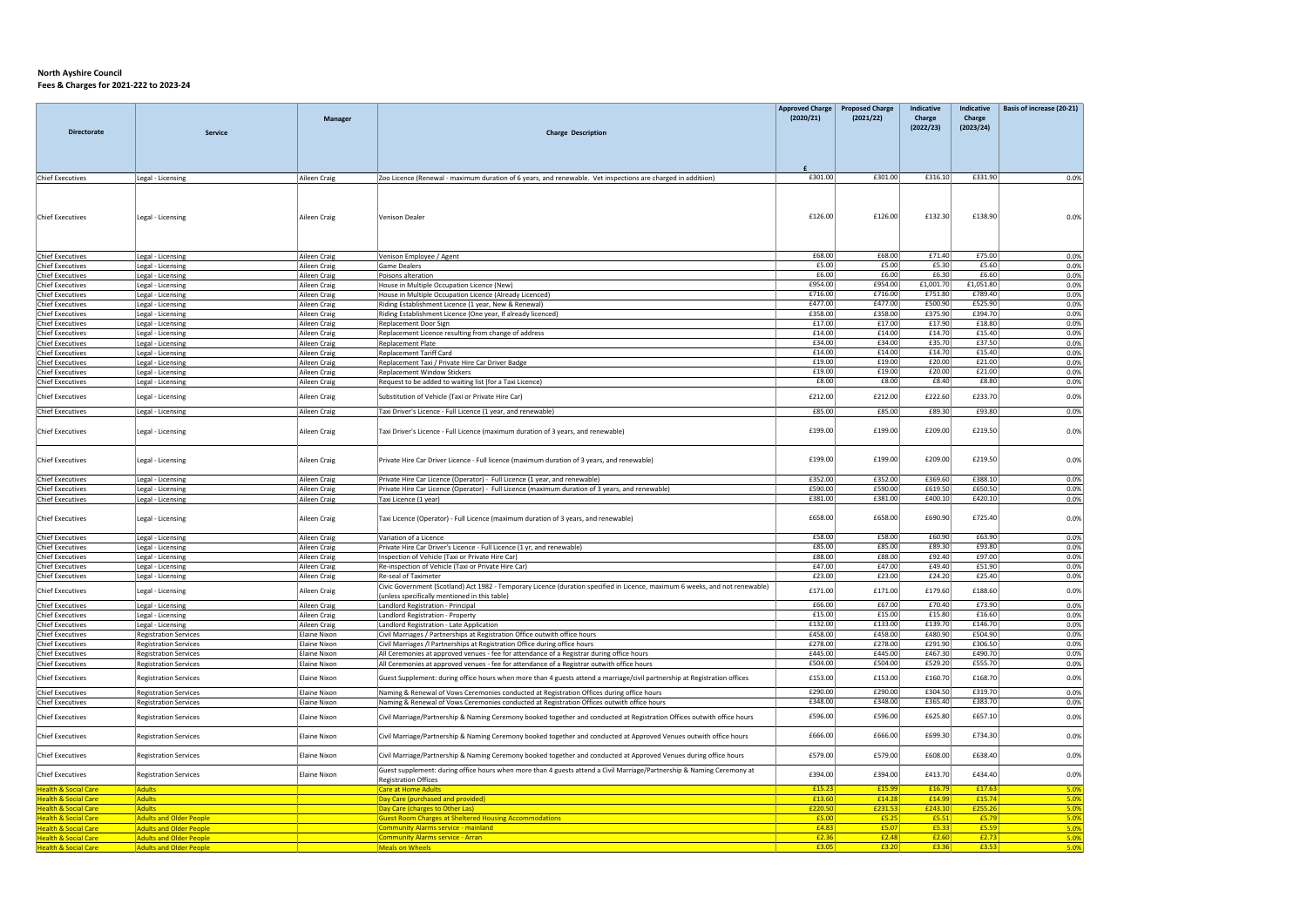**North Ayshire Council**
**Fees & Charges for 2021-222 to 2023-24**

| Directorate | Service | Manager | Charge Description | Approved Charge (2020/21) £ | Proposed Charge (2021/22) | Indicative Charge (2022/23) | Indicative Charge (2023/24) | Basis of increase (20-21) |
|---|---|---|---|---|---|---|---|---|
| Chief Executives | Legal - Licensing | Aileen Craig | Zoo Licence (Renewal - maximum duration of 6 years, and renewable. Vet inspections are charged in additiion) | £301.00 | £301.00 | £316.10 | £331.90 | 0.0% |
| Chief Executives | Legal - Licensing | Aileen Craig | Venison Dealer | £126.00 | £126.00 | £132.30 | £138.90 | 0.0% |
| Chief Executives | Legal - Licensing | Aileen Craig | Venison Employee / Agent | £68.00 | £68.00 | £71.40 | £75.00 | 0.0% |
| Chief Executives | Legal - Licensing | Aileen Craig | Game Dealers | £5.00 | £5.00 | £5.30 | £5.60 | 0.0% |
| Chief Executives | Legal - Licensing | Aileen Craig | Poisons alteration | £6.00 | £6.00 | £6.30 | £6.60 | 0.0% |
| Chief Executives | Legal - Licensing | Aileen Craig | House in Multiple Occupation Licence (New) | £954.00 | £954.00 | £1,001.70 | £1,051.80 | 0.0% |
| Chief Executives | Legal - Licensing | Aileen Craig | House in Multiple Occupation Licence (Already Licenced) | £716.00 | £716.00 | £751.80 | £789.40 | 0.0% |
| Chief Executives | Legal - Licensing | Aileen Craig | Riding Establishment Licence (1 year, New & Renewal) | £477.00 | £477.00 | £500.90 | £525.90 | 0.0% |
| Chief Executives | Legal - Licensing | Aileen Craig | Riding Establishment Licence (One year, If already licenced) | £358.00 | £358.00 | £375.90 | £394.70 | 0.0% |
| Chief Executives | Legal - Licensing | Aileen Craig | Replacement Door Sign | £17.00 | £17.00 | £17.90 | £18.80 | 0.0% |
| Chief Executives | Legal - Licensing | Aileen Craig | Replacement Licence resulting from change of address | £14.00 | £14.00 | £14.70 | £15.40 | 0.0% |
| Chief Executives | Legal - Licensing | Aileen Craig | Replacement Plate | £34.00 | £34.00 | £35.70 | £37.50 | 0.0% |
| Chief Executives | Legal - Licensing | Aileen Craig | Replacement Tariff Card | £14.00 | £14.00 | £14.70 | £15.40 | 0.0% |
| Chief Executives | Legal - Licensing | Aileen Craig | Replacement Taxi / Private Hire Car Driver Badge | £19.00 | £19.00 | £20.00 | £21.00 | 0.0% |
| Chief Executives | Legal - Licensing | Aileen Craig | Replacement Window Stickers | £19.00 | £19.00 | £20.00 | £21.00 | 0.0% |
| Chief Executives | Legal - Licensing | Aileen Craig | Request to be added to waiting list (for a Taxi Licence) | £8.00 | £8.00 | £8.40 | £8.80 | 0.0% |
| Chief Executives | Legal - Licensing | Aileen Craig | Substitution of Vehicle (Taxi or Private Hire Car) | £212.00 | £212.00 | £222.60 | £233.70 | 0.0% |
| Chief Executives | Legal - Licensing | Aileen Craig | Taxi Driver's Licence - Full Licence (1 year, and renewable) | £85.00 | £85.00 | £89.30 | £93.80 | 0.0% |
| Chief Executives | Legal - Licensing | Aileen Craig | Taxi Driver's Licence - Full Licence (maximum duration of 3 years, and renewable) | £199.00 | £199.00 | £209.00 | £219.50 | 0.0% |
| Chief Executives | Legal - Licensing | Aileen Craig | Private Hire Car Driver Licence - Full licence (maximum duration of 3 years, and renewable) | £199.00 | £199.00 | £209.00 | £219.50 | 0.0% |
| Chief Executives | Legal - Licensing | Aileen Craig | Private Hire Car Licence (Operator) - Full Licence (1 year, and renewable) | £352.00 | £352.00 | £369.60 | £388.10 | 0.0% |
| Chief Executives | Legal - Licensing | Aileen Craig | Private Hire Car Licence (Operator) - Full Licence (maximum duration of 3 years, and renewable) | £590.00 | £590.00 | £619.50 | £650.50 | 0.0% |
| Chief Executives | Legal - Licensing | Aileen Craig | Taxi Licence (1 year) | £381.00 | £381.00 | £400.10 | £420.10 | 0.0% |
| Chief Executives | Legal - Licensing | Aileen Craig | Taxi Licence (Operator) - Full Licence (maximum duration of 3 years, and renewable) | £658.00 | £658.00 | £690.90 | £725.40 | 0.0% |
| Chief Executives | Legal - Licensing | Aileen Craig | Variation of a Licence | £58.00 | £58.00 | £60.90 | £63.90 | 0.0% |
| Chief Executives | Legal - Licensing | Aileen Craig | Private Hire Car Driver's Licence - Full Licence (1 yr, and renewable) | £85.00 | £85.00 | £89.30 | £93.80 | 0.0% |
| Chief Executives | Legal - Licensing | Aileen Craig | Inspection of Vehicle (Taxi or Private Hire Car) | £88.00 | £88.00 | £92.40 | £97.00 | 0.0% |
| Chief Executives | Legal - Licensing | Aileen Craig | Re-inspection of Vehicle (Taxi or Private Hire Car) | £47.00 | £47.00 | £49.40 | £51.90 | 0.0% |
| Chief Executives | Legal - Licensing | Aileen Craig | Re-seal of Taximeter | £23.00 | £23.00 | £24.20 | £25.40 | 0.0% |
| Chief Executives | Legal - Licensing | Aileen Craig | Civic Government (Scotland) Act 1982 - Temporary Licence (duration specified in Licence, maximum 6 weeks, and not renewable) (unless specifically mentioned in this table) | £171.00 | £171.00 | £179.60 | £188.60 | 0.0% |
| Chief Executives | Legal - Licensing | Aileen Craig | Landlord Registration - Principal | £66.00 | £67.00 | £70.40 | £73.90 | 0.0% |
| Chief Executives | Legal - Licensing | Aileen Craig | Landlord Registration - Property | £15.00 | £15.00 | £15.80 | £16.60 | 0.0% |
| Chief Executives | Legal - Licensing | Aileen Craig | Landlord Registration - Late Application | £132.00 | £133.00 | £139.70 | £146.70 | 0.0% |
| Chief Executives | Registration Services | Elaine Nixon | Civil Marriages / Partnerships at Registration Office outwith office hours | £458.00 | £458.00 | £480.90 | £504.90 | 0.0% |
| Chief Executives | Registration Services | Elaine Nixon | Civil Marriages /l Partnerships at Registration Office during office hours | £278.00 | £278.00 | £291.90 | £306.50 | 0.0% |
| Chief Executives | Registration Services | Elaine Nixon | All Ceremonies at approved venues - fee for attendance of a Registrar during office hours | £445.00 | £445.00 | £467.30 | £490.70 | 0.0% |
| Chief Executives | Registration Services | Elaine Nixon | All Ceremonies at approved venues - fee for attendance of a Registrar outwith office hours | £504.00 | £504.00 | £529.20 | £555.70 | 0.0% |
| Chief Executives | Registration Services | Elaine Nixon | Guest Supplement: during office hours when more than 4 guests attend a marriage/civil partnership at Registration offices | £153.00 | £153.00 | £160.70 | £168.70 | 0.0% |
| Chief Executives | Registration Services | Elaine Nixon | Naming & Renewal of Vows Ceremonies conducted at Registration Offices during office hours | £290.00 | £290.00 | £304.50 | £319.70 | 0.0% |
| Chief Executives | Registration Services | Elaine Nixon | Naming & Renewal of Vows Ceremonies conducted at Registration Offices outwith office hours | £348.00 | £348.00 | £365.40 | £383.70 | 0.0% |
| Chief Executives | Registration Services | Elaine Nixon | Civil Marriage/Partnership & Naming Ceremony booked together and conducted at Registration Offices outwith office hours | £596.00 | £596.00 | £625.80 | £657.10 | 0.0% |
| Chief Executives | Registration Services | Elaine Nixon | Civil Marriage/Partnership & Naming Ceremony booked together and conducted at Approved Venues outwith office hours | £666.00 | £666.00 | £699.30 | £734.30 | 0.0% |
| Chief Executives | Registration Services | Elaine Nixon | Civil Marriage/Partnership & Naming Ceremony booked together and conducted at Approved Venues during office hours | £579.00 | £579.00 | £608.00 | £638.40 | 0.0% |
| Chief Executives | Registration Services | Elaine Nixon | Guest supplement: during office hours when more than 4 guests attend a Civil Marriage/Partnership & Naming Ceremony at Registration Offices | £394.00 | £394.00 | £413.70 | £434.40 | 0.0% |
| Health & Social Care | Adults | | Care at Home Adults | £15.23 | £15.99 | £16.79 | £17.63 | 5.0% |
| Health & Social Care | Adults | | Day Care (purchased and provided) | £13.60 | £14.28 | £14.99 | £15.74 | 5.0% |
| Health & Social Care | Adults | | Day Care (charges to Other Las) | £220.50 | £231.53 | £243.10 | £255.26 | 5.0% |
| Health & Social Care | Adults and Older People | | Guest Room Charges at Sheltered Housing Accommodations | £5.00 | £5.25 | £5.51 | £5.79 | 5.0% |
| Health & Social Care | Adults and Older People | | Community Alarms service - mainland | £4.83 | £5.07 | £5.33 | £5.59 | 5.0% |
| Health & Social Care | Adults and Older People | | Community Alarms service - Arran | £2.36 | £2.48 | £2.60 | £2.73 | 5.0% |
| Health & Social Care | Adults and Older People | | Meals on Wheels | £3.05 | £3.20 | £3.36 | £3.53 | 5.0% |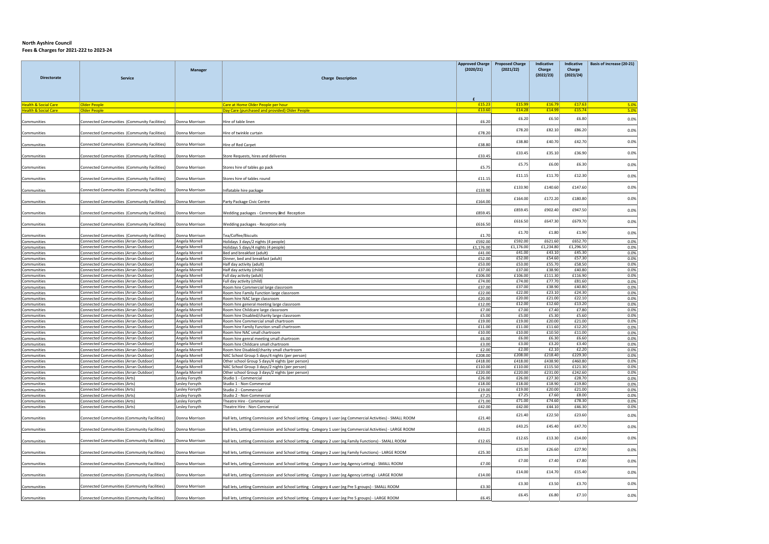**North Ayshire Council**
**Fees & Charges for 2021-222 to 2023-24**

| Directorate | Service | Manager | Charge Description | Approved Charge (2020/21) | Proposed Charge (2021/22) | Indicative Charge (2022/23) | Indicative Charge (2023/24) | Basis of increase (20-21) |
|---|---|---|---|---|---|---|---|---|
| | | | | £ | | | | |
| Health & Social Care | Older People | | Care at Home Older People per hour | £15.23 | £15.99 | £16.79 | £17.63 | 5.0% |
| Health & Social Care | Older People | | Day Care (purchased and provided) Older People | £13.60 | £14.28 | £14.99 | £15.74 | 5.0% |
| Communities | Connected Communities (Community Facilities) | Donna Morrison | Hire of table linen | £6.20 | £6.20 | £6.50 | £6.80 | 0.0% |
| Communities | Connected Communities (Community Facilities) | Donna Morrison | Hire of twinkle curtain | £78.20 | £78.20 | £82.10 | £86.20 | 0.0% |
| Communities | Connected Communities (Community Facilities) | Donna Morrison | Hire of Red Carpet | £38.80 | £38.80 | £40.70 | £42.70 | 0.0% |
| Communities | Connected Communities (Community Facilities) | Donna Morrison | Store Requests, hires and deliveries | £33.45 | £33.45 | £35.10 | £36.90 | 0.0% |
| Communities | Connected Communities (Community Facilities) | Donna Morrison | Stores hire of tables go pack | £5.75 | £5.75 | £6.00 | £6.30 | 0.0% |
| Communities | Connected Communities (Community Facilities) | Donna Morrison | Stores hire of tables round | £11.15 | £11.15 | £11.70 | £12.30 | 0.0% |
| Communities | Connected Communities (Community Facilities) | Donna Morrison | Inflatable hire package | £133.90 | £133.90 | £140.60 | £147.60 | 0.0% |
| Communities | Connected Communities (Community Facilities) | Donna Morrison | Party Package Civic Centre | £164.00 | £164.00 | £172.20 | £180.80 | 0.0% |
| Communities | Connected Communities (Community Facilities) | Donna Morrison | Wedding packages - Ceremony and Reception | £859.45 | £859.45 | £902.40 | £947.50 | 0.0% |
| Communities | Connected Communities (Community Facilities) | Donna Morrison | Wedding packages - Reception only | £616.50 | £616.50 | £647.30 | £679.70 | 0.0% |
| Communities | Connected Communities (Community Facilities) | Donna Morrison | Tea/Coffee/Biscuits | £1.70 | £1.70 | £1.80 | £1.90 | 0.0% |
| Communities | Connected Communities (Arran Outdoor) | Angela Morrell | Holidays 3 days/2 nights (4 people) | £592.00 | £592.00 | £621.60 | £652.70 | 0.0% |
| Communities | Connected Communities (Arran Outdoor) | Angela Morrell | Holidays 5 days/4 nights (4 people) | £1,176.00 | £1,176.00 | £1,234.80 | £1,296.50 | 0.0% |
| Communities | Connected Communities (Arran Outdoor) | Angela Morrell | Bed and breakfast (adult) | £41.00 | £41.00 | £43.10 | £45.30 | 0.0% |
| Communities | Connected Communities (Arran Outdoor) | Angela Morrell | Dinner, bed and breakfast (adult) | £52.00 | £52.00 | £54.60 | £57.30 | 0.0% |
| Communities | Connected Communities (Arran Outdoor) | Angela Morrell | Half day activity (adult) | £53.00 | £53.00 | £55.70 | £58.50 | 0.0% |
| Communities | Connected Communities (Arran Outdoor) | Angela Morrell | Half day activity (child) | £37.00 | £37.00 | £38.90 | £40.80 | 0.0% |
| Communities | Connected Communities (Arran Outdoor) | Angela Morrell | Full day activity (adult) | £106.00 | £106.00 | £111.30 | £116.90 | 0.0% |
| Communities | Connected Communities (Arran Outdoor) | Angela Morrell | Full day activity (child) | £74.00 | £74.00 | £77.70 | £81.60 | 0.0% |
| Communities | Connected Communities (Arran Outdoor) | Angela Morrell | Room hire Commercial large classroom | £37.00 | £37.00 | £38.90 | £40.80 | 0.0% |
| Communities | Connected Communities (Arran Outdoor) | Angela Morrell | Room hire Family Function large classroom | £22.00 | £22.00 | £23.10 | £24.30 | 0.0% |
| Communities | Connected Communities (Arran Outdoor) | Angela Morrell | Room hire NAC large classroom | £20.00 | £20.00 | £21.00 | £22.10 | 0.0% |
| Communities | Connected Communities (Arran Outdoor) | Angela Morrell | Room hire general meeting large classroom | £12.00 | £12.00 | £12.60 | £13.20 | 0.0% |
| Communities | Connected Communities (Arran Outdoor) | Angela Morrell | Room hire Childcare large classroom | £7.00 | £7.00 | £7.40 | £7.80 | 0.0% |
| Communities | Connected Communities (Arran Outdoor) | Angela Morrell | Room hire Disabled/charity large classroom | £5.00 | £5.00 | £5.30 | £5.60 | 0.0% |
| Communities | Connected Communities (Arran Outdoor) | Angela Morrell | Room hire Commercial small chartroom | £19.00 | £19.00 | £20.00 | £21.00 | 0.0% |
| Communities | Connected Communities (Arran Outdoor) | Angela Morrell | Room hire Family Function small chartroom | £11.00 | £11.00 | £11.60 | £12.20 | 0.0% |
| Communities | Connected Communities (Arran Outdoor) | Angela Morrell | Room hire NAC small chartroom | £10.00 | £10.00 | £10.50 | £11.00 | 0.0% |
| Communities | Connected Communities (Arran Outdoor) | Angela Morrell | Room hire genral meeting small chartroom | £6.00 | £6.00 | £6.30 | £6.60 | 0.0% |
| Communities | Connected Communities (Arran Outdoor) | Angela Morrell | Room hire Childcare small chartroom | £3.00 | £3.00 | £3.20 | £3.40 | 0.0% |
| Communities | Connected Communities (Arran Outdoor) | Angela Morrell | Room hire Disabled/charity small chartroom | £2.00 | £2.00 | £2.10 | £2.20 | 0.0% |
| Communities | Connected Communities (Arran Outdoor) | Angela Morrell | NAC School Group 5 days/4 nights (per person) | £208.00 | £208.00 | £218.40 | £229.30 | 0.0% |
| Communities | Connected Communities (Arran Outdoor) | Angela Morrell | Other school Group 5 days/4 nights (per person) | £418.00 | £418.00 | £438.90 | £460.80 | 0.0% |
| Communities | Connected Communities (Arran Outdoor) | Angela Morrell | NAC School Group 3 days/2 nights (per person) | £110.00 | £110.00 | £115.50 | £121.30 | 0.0% |
| Communities | Connected Communities (Arran Outdoor) | Angela Morrell | Other school Group 3 days/2 nights (per person) | £220.00 | £220.00 | £231.00 | £242.60 | 0.0% |
| Communities | Connected Communities (Arts) | Lesley Forsyth | Studio 1 - Commercial | £26.00 | £26.00 | £27.30 | £28.70 | 0.0% |
| Communities | Connected Communities (Arts) | Lesley Forsyth | Studio 1 - Non-Commercial | £18.00 | £18.00 | £18.90 | £19.80 | 0.0% |
| Communities | Connected Communities (Arts) | Lesley Forsyth | Studio 2 - Commercial | £19.00 | £19.00 | £20.00 | £21.00 | 0.0% |
| Communities | Connected Communities (Arts) | Lesley Forsyth | Studio 2 - Non-Commercial | £7.25 | £7.25 | £7.60 | £8.00 | 0.0% |
| Communities | Connected Communities (Arts) | Lesley Forsyth | Theatre Hire - Commercial | £71.00 | £71.00 | £74.60 | £78.30 | 0.0% |
| Communities | Connected Communities (Arts) | Lesley Forsyth | Theatre Hire - Non-Commercial | £42.00 | £42.00 | £44.10 | £46.30 | 0.0% |
| Communities | Connected Communities (Community Facilities) | Donna Morrison | Hall lets, Letting Commission and School Letting - Category 1 user (eg Commercial Activities) - SMALL ROOM | £21.40 | £21.40 | £22.50 | £23.60 | 0.0% |
| Communities | Connected Communities (Community Facilities) | Donna Morrison | Hall lets, Letting Commission and School Letting - Category 1 user (eg Commercial Activities) - LARGE ROOM | £43.25 | £43.25 | £45.40 | £47.70 | 0.0% |
| Communities | Connected Communities (Community Facilities) | Donna Morrison | Hall lets, Letting Commission and School Letting - Category 2 user (eg Family Functions) - SMALL ROOM | £12.65 | £12.65 | £13.30 | £14.00 | 0.0% |
| Communities | Connected Communities (Community Facilities) | Donna Morrison | Hall lets, Letting Commission and School Letting - Category 2 user (eg Family Functions) - LARGE ROOM | £25.30 | £25.30 | £26.60 | £27.90 | 0.0% |
| Communities | Connected Communities (Community Facilities) | Donna Morrison | Hall lets, Letting Commission and School Letting - Category 3 user (eg Agency Letting) - SMALL ROOM | £7.00 | £7.00 | £7.40 | £7.80 | 0.0% |
| Communities | Connected Communities (Community Facilities) | Donna Morrison | Hall lets, Letting Commission and School Letting - Category 3 user (eg Agency Letting) - LARGE ROOM | £14.00 | £14.00 | £14.70 | £15.40 | 0.0% |
| Communities | Connected Communities (Community Facilities) | Donna Morrison | Hall lets, Letting Commission and School Letting - Category 4 user (eg Pre 5 groups) - SMALL ROOM | £3.30 | £3.30 | £3.50 | £3.70 | 0.0% |
| Communities | Connected Communities (Community Facilities) | Donna Morrison | Hall lets, Letting Commission and School Letting - Category 4 user (eg Pre 5 groups) - LARGE ROOM | £6.45 | £6.45 | £6.80 | £7.10 | 0.0% |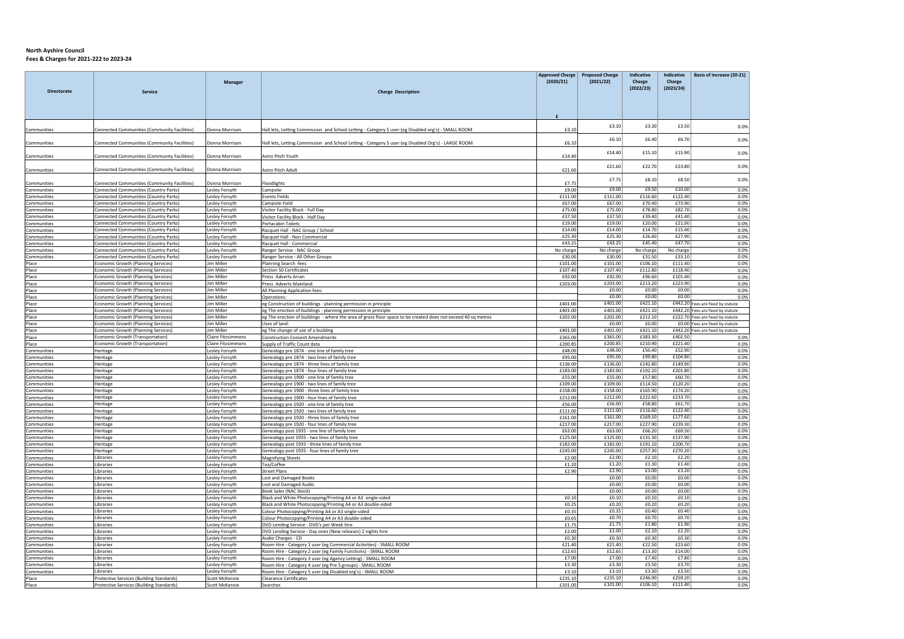**North Ayshire Council**
**Fees & Charges for 2021-222 to 2023-24**

| Directorate | Service | Manager | Charge Description | Approved Charge (2020/21) £ | Proposed Charge (2021/22) | Indicative Charge (2022/23) | Indicative Charge (2023/24) | Basis of increase (20-21) |
|---|---|---|---|---|---|---|---|---|
| Communities | Connected Communities (Community Facilities) | Donna Morrison | Hall lets, Letting Commission and School Letting - Category 5 user (eg Disabled org's) - SMALL ROOM | £3.10 | £3.10 | £3.30 | £3.50 | 0.0% |
| Communities | Connected Communities (Community Facilities) | Donna Morrison | Hall lets, Letting Commission and School Letting - Category 5 user (eg Disabled org's) - LARGE ROOM | £6.10 | £6.10 | £6.40 | £6.70 | 0.0% |
| Communities | Connected Communities (Community Facilities) | Donna Morrison | Astro Pitch Youth | £14.40 | £14.40 | £15.10 | £15.90 | 0.0% |
| Communities | Connected Communities (Community Facilities) | Donna Morrison | Astro Pitch Adult | £21.60 | £21.60 | £22.70 | £23.80 | 0.0% |
| Communities | Connected Communities (Community Facilities) | Donna Morrison | Floodlights | £7.75 | £7.75 | £8.10 | £8.50 | 0.0% |
| Communities | Connected Communities (Country Parks) | Lesley Forsyth | Campsite | £9.00 | £9.00 | £9.50 | £10.00 | 0.0% |
| Communities | Connected Communities (Country Parks) | Lesley Forsyth | Events Fields | £111.00 | £111.00 | £116.60 | £122.40 | 0.0% |
| Communities | Connected Communities (Country Parks) | Lesley Forsyth | Campsite Field | £67.00 | £67.00 | £70.40 | £73.90 | 0.0% |
| Communities | Connected Communities (Country Parks) | Lesley Forsyth | Visitor Facility Block - Full Day | £75.00 | £75.00 | £78.80 | £82.70 | 0.0% |
| Communities | Connected Communities (Country Parks) | Lesley Forsyth | Visitor Facility Block - Half Day | £37.50 | £37.50 | £39.40 | £41.40 | 0.0% |
| Communities | Connected Communities (Country Parks) | Lesley Forsyth | Portacabin Toilets | £19.00 | £19.00 | £20.00 | £21.00 | 0.0% |
| Communities | Connected Communities (Country Parks) | Lesley Forsyth | Racquet Hall - NAC Group / School | £14.00 | £14.00 | £14.70 | £15.40 | 0.0% |
| Communities | Connected Communities (Country Parks) | Lesley Forsyth | Racquet Hall - Non Commercial | £25.30 | £25.30 | £26.60 | £27.90 | 0.0% |
| Communities | Connected Communities (Country Parks) | Lesley Forsyth | Racquet Hall - Commercial | £43.25 | £43.25 | £45.40 | £47.70 | 0.0% |
| Communities | Connected Communities (Country Parks) | Lesley Forsyth | Ranger Service - NAC Group | No charge | No charge | No charge | No charge | 0.0% |
| Communities | Connected Communities (Country Parks) | Lesley Forsyth | Ranger Service - All Other Groups | £30.00 | £30.00 | £31.50 | £33.10 | 0.0% |
| Place | Economic Growth (Planning Services) | Jim Miller | Planning Search fees | £101.00 | £101.00 | £106.10 | £111.40 | 0.0% |
| Place | Economic Growth (Planning Services) | Jim Miller | Section 50 Certificates | £107.40 | £107.40 | £112.80 | £118.40 | 0.0% |
| Place | Economic Growth (Planning Services) | Jim Miller | Press Adverts Arran | £92.00 | £92.00 | £96.60 | £101.40 | 0.0% |
| Place | Economic Growth (Planning Services) | Jim Miller | Press Adverts Mainland | £203.00 | £203.00 | £213.20 | £223.90 | 0.0% |
| Place | Economic Growth (Planning Services) | Jim Miller | All Planning Application fees: | | £0.00 | £0.00 | £0.00 | 0.0% |
| Place | Economic Growth (Planning Services) | Jim Miller | Operations: | | £0.00 | £0.00 | £0.00 | 0.0% |
| Place | Economic Growth (Planning Services) | Jim Miller | eg Construction of buildings - planning permission in principle | £401.00 | £401.00 | £421.10 | £442.20 | Fees are fixed by statute |
| Place | Economic Growth (Planning Services) | Jim Miller | eg The erection of buildings - planning permission in principle | £401.00 | £401.00 | £421.10 | £442.20 | Fees are fixed by statute |
| Place | Economic Growth (Planning Services) | Jim Miller | eg The erection of buildings - where the area of gross floor space to be created does not exceed 40 sq metres | £202.00 | £202.00 | £212.10 | £222.70 | Fees are fixed by statute |
| Place | Economic Growth (Planning Services) | Jim Miller | Uses of land: | | £0.00 | £0.00 | £0.00 | Fees are fixed by statute |
| Place | Economic Growth (Planning Services) | Jim Miller | eg The change of use of a building | £401.00 | £401.00 | £421.10 | £442.20 | Fees are fixed by statute |
| Place | Economic Growth (Transportation) | Claire Fitzsimmons | Construction Consent Amendments | £365.00 | £365.00 | £383.30 | £402.50 | 0.0% |
| Place | Economic Growth (Transportation) | Claire Fitzsimmons | Supply of Traffic Count data | £200.85 | £200.85 | £210.90 | £221.40 | 0.0% |
| Communities | Heritage | Lesley Forsyth | Genealogy pre 1874 - one line of family tree | £48.00 | £48.00 | £50.40 | £52.90 | 0.0% |
| Communities | Heritage | Lesley Forsyth | Genealogy pre 1874 - two lines of family tree | £95.00 | £95.00 | £99.80 | £104.80 | 0.0% |
| Communities | Heritage | Lesley Forsyth | Genealogy pre 1874 - three lines of family tree | £136.00 | £136.00 | £142.80 | £149.90 | 0.0% |
| Communities | Heritage | Lesley Forsyth | Genealogy pre 1874 - four lines of family tree | £183.00 | £183.00 | £192.20 | £201.80 | 0.0% |
| Communities | Heritage | Lesley Forsyth | Genealogy pre 1900 - one line of family tree | £55.00 | £55.00 | £57.80 | £60.70 | 0.0% |
| Communities | Heritage | Lesley Forsyth | Genealogy pre 1900 - two lines of family tree | £109.00 | £109.00 | £114.50 | £120.20 | 0.0% |
| Communities | Heritage | Lesley Forsyth | Genealogy pre 1900 - three lines of family tree | £158.00 | £158.00 | £165.90 | £174.20 | 0.0% |
| Communities | Heritage | Lesley Forsyth | Genealogy pre 1900 - four lines of family tree | £212.00 | £212.00 | £222.60 | £233.70 | 0.0% |
| Communities | Heritage | Lesley Forsyth | Genealogy pre 1920 - one line of family tree | £56.00 | £56.00 | £58.80 | £61.70 | 0.0% |
| Communities | Heritage | Lesley Forsyth | Genealogy pre 1920 - two lines of family tree | £111.00 | £111.00 | £116.60 | £122.40 | 0.0% |
| Communities | Heritage | Lesley Forsyth | Genealogy pre 1920 - three lines of family tree | £161.00 | £161.00 | £169.10 | £177.60 | 0.0% |
| Communities | Heritage | Lesley Forsyth | Genealogy pre 1920 - four lines of family tree | £217.00 | £217.00 | £227.90 | £239.30 | 0.0% |
| Communities | Heritage | Lesley Forsyth | Genealogy post 1935 - one line of family tree | £63.00 | £63.00 | £66.20 | £69.50 | 0.0% |
| Communities | Heritage | Lesley Forsyth | Genealogy post 1935 - two lines of family tree | £125.00 | £125.00 | £131.30 | £137.90 | 0.0% |
| Communities | Heritage | Lesley Forsyth | Genealogy post 1935 - three lines of family tree | £182.00 | £182.00 | £191.10 | £200.70 | 0.0% |
| Communities | Heritage | Lesley Forsyth | Genealogy post 1935 - four lines of family tree | £245.00 | £245.00 | £257.30 | £270.20 | 0.0% |
| Communities | Libraries | Lesley Forsyth | Magnifying Sheets | £2.00 | £2.00 | £2.10 | £2.20 | 0.0% |
| Communities | Libraries | Lesley Forsyth | Tea/Coffee | £1.20 | £1.20 | £1.30 | £1.40 | 0.0% |
| Communities | Libraries | Lesley Forsyth | Street Plans | £2.90 | £2.90 | £3.00 | £3.20 | 0.0% |
| Communities | Libraries | Lesley Forsyth | Lost and Damaged Books | | £0.00 | £0.00 | £0.00 | 0.0% |
| Communities | Libraries | Lesley Forsyth | Lost and Damaged Audio | | £0.00 | £0.00 | £0.00 | 0.0% |
| Communities | Libraries | Lesley Forsyth | Book Sales (NAC Stock) | | £0.00 | £0.00 | £0.00 | 0.0% |
| Communities | Libraries | Lesley Forsyth | Black and White Photocopying/Printing A4 or A3 single-sided | £0.10 | £0.10 | £0.10 | £0.10 | 0.0% |
| Communities | Libraries | Lesley Forsyth | Black and White Photocopying/Printing A4 or A3 double-sided | £0.25 | £0.20 | £0.20 | £0.20 | 0.0% |
| Communities | Libraries | Lesley Forsyth | Colour Photocopying/Printing A4 or A3 single-sided | £0.35 | £0.35 | £0.40 | £0.40 | 0.0% |
| Communities | Libraries | Lesley Forsyth | Colour Photocopying/Printing A4 or A3 double-sided | £0.65 | £0.70 | £0.70 | £0.70 | 0.0% |
| Communities | Libraries | Lesley Forsyth | DVD Lending Service - DVD's per Week hire | £1.75 | £1.75 | £1.80 | £1.90 | 0.0% |
| Communities | Libraries | Lesley Forsyth | DVD Lending Service - Day ones (New releases) 2 nights hire | £2.00 | £2.00 | £2.10 | £2.20 | 0.0% |
| Communities | Libraries | Lesley Forsyth | Audio Charges - CD | £0.30 | £0.30 | £0.30 | £0.30 | 0.0% |
| Communities | Libraries | Lesley Forsyth | Room Hire - Category 1 user (eg Commercial Activities) - SMALL ROOM | £21.40 | £21.40 | £22.50 | £23.60 | 0.0% |
| Communities | Libraries | Lesley Forsyth | Room Hire - Category 2 user (eg Family Functions) - SMALL ROOM | £12.65 | £12.65 | £13.30 | £14.00 | 0.0% |
| Communities | Libraries | Lesley Forsyth | Room Hire - Category 3 user (eg Agency Letting) - SMALL ROOM | £7.00 | £7.00 | £7.40 | £7.80 | 0.0% |
| Communities | Libraries | Lesley Forsyth | Room Hire - Category 4 user (eg Pre 5 groups) - SMALL ROOM | £3.30 | £3.30 | £3.50 | £3.70 | 0.0% |
| Communities | Libraries | Lesley Forsyth | Room Hire - Category 5 user (eg Disabled org's) - SMALL ROOM | £3.10 | £3.10 | £3.30 | £3.50 | 0.0% |
| Place | Protective Services (Building Standards) | Scott McKenzie | Clearance Certificates | £235.10 | £235.10 | £246.90 | £259.20 | 0.0% |
| Place | Protective Services (Building Standards) | Scott McKenzie | Searches | £101.00 | £101.00 | £106.10 | £111.40 | 0.0% |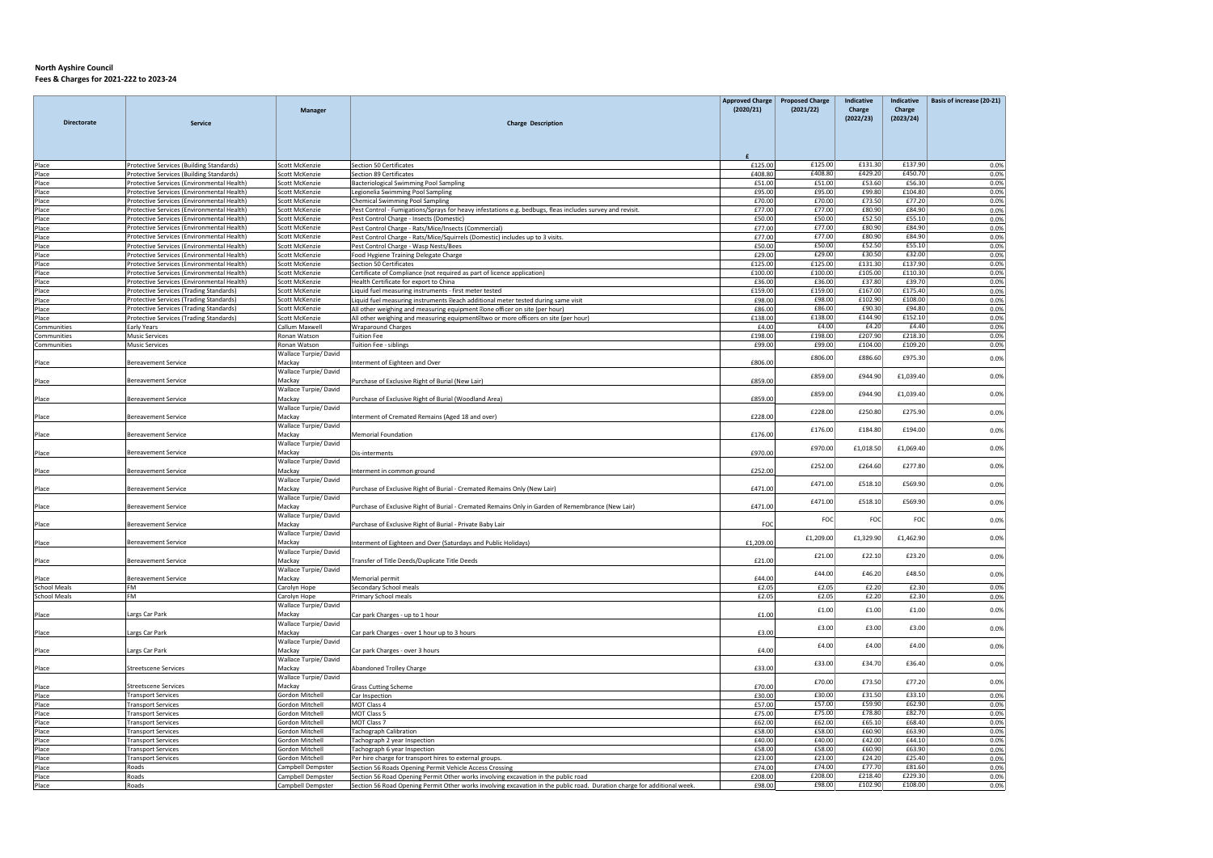**North Ayshire Council**
**Fees & Charges for 2021-222 to 2023-24**

| Directorate | Service | Manager | Charge Description | Approved Charge (2020/21) | Proposed Charge (2021/22) | Indicative Charge (2022/23) | Indicative Charge (2023/24) | Basis of increase (20-21) |
|---|---|---|---|---|---|---|---|---|
| | | | | £ | | | | |
| Place | Protective Services (Building Standards) | Scott McKenzie | Section 50 Certificates | £125.00 | £125.00 | £131.30 | £137.90 | 0.0% |
| Place | Protective Services (Building Standards) | Scott McKenzie | Section 89 Certificates | £408.80 | £408.80 | £429.20 | £450.70 | 0.0% |
| Place | Protective Services (Environmental Health) | Scott McKenzie | Bacteriological Swimming Pool Sampling | £51.00 | £51.00 | £53.60 | £56.30 | 0.0% |
| Place | Protective Services (Environmental Health) | Scott McKenzie | Legionella Swimming Pool Sampling | £95.00 | £95.00 | £99.80 | £104.80 | 0.0% |
| Place | Protective Services (Environmental Health) | Scott McKenzie | Chemical Swimming Pool Sampling | £70.00 | £70.00 | £73.50 | £77.20 | 0.0% |
| Place | Protective Services (Environmental Health) | Scott McKenzie | Pest Control - Fumigations/Sprays for heavy infestations e.g. bedbugs, fleas includes survey and revisit. | £77.00 | £77.00 | £80.90 | £84.90 | 0.0% |
| Place | Protective Services (Environmental Health) | Scott McKenzie | Pest Control Charge - Insects (Domestic) | £50.00 | £50.00 | £52.50 | £55.10 | 0.0% |
| Place | Protective Services (Environmental Health) | Scott McKenzie | Pest Control Charge - Rats/Mice/Insects (Commercial) | £77.00 | £77.00 | £80.90 | £84.90 | 0.0% |
| Place | Protective Services (Environmental Health) | Scott McKenzie | Pest Control Charge - Rats/Mice/Squirrels (Domestic) includes up to 3 visits. | £77.00 | £77.00 | £80.90 | £84.90 | 0.0% |
| Place | Protective Services (Environmental Health) | Scott McKenzie | Pest Control Charge - Wasp Nests/Bees | £50.00 | £50.00 | £52.50 | £55.10 | 0.0% |
| Place | Protective Services (Environmental Health) | Scott McKenzie | Food Hygiene Training Delegate Charge | £29.00 | £29.00 | £30.50 | £32.00 | 0.0% |
| Place | Protective Services (Environmental Health) | Scott McKenzie | Section 50 Certificates | £125.00 | £125.00 | £131.30 | £137.90 | 0.0% |
| Place | Protective Services (Environmental Health) | Scott McKenzie | Certificate of Compliance (not required as part of licence application) | £100.00 | £100.00 | £105.00 | £110.30 | 0.0% |
| Place | Protective Services (Environmental Health) | Scott McKenzie | Health Certificate for export to China | £36.00 | £36.00 | £37.80 | £39.70 | 0.0% |
| Place | Protective Services (Trading Standards) | Scott McKenzie | Liquid fuel measuring instruments - first meter tested | £159.00 | £159.00 | £167.00 | £175.40 | 0.0% |
| Place | Protective Services (Trading Standards) | Scott McKenzie | Liquid fuel measuring instruments each additional meter tested during same visit | £98.00 | £98.00 | £102.90 | £108.00 | 0.0% |
| Place | Protective Services (Trading Standards) | Scott McKenzie | All other weighing and measuring equipment one officer on site (per hour) | £86.00 | £86.00 | £90.30 | £94.80 | 0.0% |
| Place | Protective Services (Trading Standards) | Scott McKenzie | All other weighing and measuring equipment two or more officers on site (per hour) | £138.00 | £138.00 | £144.90 | £152.10 | 0.0% |
| Communities | Early Years | Callum Maxwell | Wraparound Charges | £4.00 | £4.00 | £4.20 | £4.40 | 0.0% |
| Communities | Music Services | Ronan Watson | Tuition Fee | £198.00 | £198.00 | £207.90 | £218.30 | 0.0% |
| Communities | Music Services | Ronan Watson | Tuition Fee - siblings | £99.00 | £99.00 | £104.00 | £109.20 | 0.0% |
| Place | Bereavement Service | Wallace Turpie/ David Mackay | Interment of Eighteen and Over | £806.00 | £806.00 | £886.60 | £975.30 | 0.0% |
| Place | Bereavement Service | Wallace Turpie/ David Mackay | Purchase of Exclusive Right of Burial (New Lair) | £859.00 | £859.00 | £944.90 | £1,039.40 | 0.0% |
| Place | Bereavement Service | Wallace Turpie/ David Mackay | Purchase of Exclusive Right of Burial (Woodland Area) | £859.00 | £859.00 | £944.90 | £1,039.40 | 0.0% |
| Place | Bereavement Service | Wallace Turpie/ David Mackay | Interment of Cremated Remains (Aged 18 and over) | £228.00 | £228.00 | £250.80 | £275.90 | 0.0% |
| Place | Bereavement Service | Wallace Turpie/ David Mackay | Memorial Foundation | £176.00 | £176.00 | £184.80 | £194.00 | 0.0% |
| Place | Bereavement Service | Wallace Turpie/ David Mackay | Dis-interments | £970.00 | £970.00 | £1,018.50 | £1,069.40 | 0.0% |
| Place | Bereavement Service | Wallace Turpie/ David Mackay | Interment in common ground | £252.00 | £252.00 | £264.60 | £277.80 | 0.0% |
| Place | Bereavement Service | Wallace Turpie/ David Mackay | Purchase of Exclusive Right of Burial - Cremated Remains Only (New Lair) | £471.00 | £471.00 | £518.10 | £569.90 | 0.0% |
| Place | Bereavement Service | Wallace Turpie/ David Mackay | Purchase of Exclusive Right of Burial - Cremated Remains Only in Garden of Remembrance (New Lair) | £471.00 | £471.00 | £518.10 | £569.90 | 0.0% |
| Place | Bereavement Service | Wallace Turpie/ David Mackay | Purchase of Exclusive Right of Burial - Private Baby Lair | FOC | FOC | FOC | FOC | 0.0% |
| Place | Bereavement Service | Wallace Turpie/ David Mackay | Interment of Eighteen and Over (Saturdays and Public Holidays) | £1,209.00 | £1,209.00 | £1,329.90 | £1,462.90 | 0.0% |
| Place | Bereavement Service | Wallace Turpie/ David Mackay | Transfer of Title Deeds/Duplicate Title Deeds | £21.00 | £21.00 | £22.10 | £23.20 | 0.0% |
| Place | Bereavement Service | Wallace Turpie/ David Mackay | Memorial permit | £44.00 | £44.00 | £46.20 | £48.50 | 0.0% |
| School Meals | FM | Carolyn Hope | Secondary School meals | £2.05 | £2.05 | £2.20 | £2.30 | 0.0% |
| School Meals | FM | Carolyn Hope | Primary School meals | £2.05 | £2.05 | £2.20 | £2.30 | 0.0% |
| Place | Largs Car Park | Wallace Turpie/ David Mackay | Car park Charges - up to 1 hour | £1.00 | £1.00 | £1.00 | £1.00 | 0.0% |
| Place | Largs Car Park | Wallace Turpie/ David Mackay | Car park Charges - over 1 hour up to 3 hours | £3.00 | £3.00 | £3.00 | £3.00 | 0.0% |
| Place | Largs Car Park | Wallace Turpie/ David Mackay | Car park Charges - over 3 hours | £4.00 | £4.00 | £4.00 | £4.00 | 0.0% |
| Place | Streetscene Services | Wallace Turpie/ David Mackay | Abandoned Trolley Charge | £33.00 | £33.00 | £34.70 | £36.40 | 0.0% |
| Place | Streetscene Services | Wallace Turpie/ David Mackay | Grass Cutting Scheme | £70.00 | £70.00 | £73.50 | £77.20 | 0.0% |
| Place | Transport Services | Gordon Mitchell | Car Inspection | £30.00 | £30.00 | £31.50 | £33.10 | 0.0% |
| Place | Transport Services | Gordon Mitchell | MOT Class 4 | £57.00 | £57.00 | £59.90 | £62.90 | 0.0% |
| Place | Transport Services | Gordon Mitchell | MOT Class 5 | £75.00 | £75.00 | £78.80 | £82.70 | 0.0% |
| Place | Transport Services | Gordon Mitchell | MOT Class 7 | £62.00 | £62.00 | £65.10 | £68.40 | 0.0% |
| Place | Transport Services | Gordon Mitchell | Tachograph Calibration | £58.00 | £58.00 | £60.90 | £63.90 | 0.0% |
| Place | Transport Services | Gordon Mitchell | Tachograph 2 year Inspection | £40.00 | £40.00 | £42.00 | £44.10 | 0.0% |
| Place | Transport Services | Gordon Mitchell | Tachograph 6 year Inspection | £58.00 | £58.00 | £60.90 | £63.90 | 0.0% |
| Place | Transport Services | Gordon Mitchell | Per hire charge for transport hires to external groups. | £23.00 | £23.00 | £24.20 | £25.40 | 0.0% |
| Place | Roads | Campbell Dempster | Section 56 Roads Opening Permit Vehicle Access Crossing | £74.00 | £74.00 | £77.70 | £81.60 | 0.0% |
| Place | Roads | Campbell Dempster | Section 56 Road Opening Permit Other works involving excavation in the public road | £208.00 | £208.00 | £218.40 | £229.30 | 0.0% |
| Place | Roads | Campbell Dempster | Section 56 Road Opening Permit Other works involving excavation in the public road. Duration charge for additional week. | £98.00 | £98.00 | £102.90 | £108.00 | 0.0% |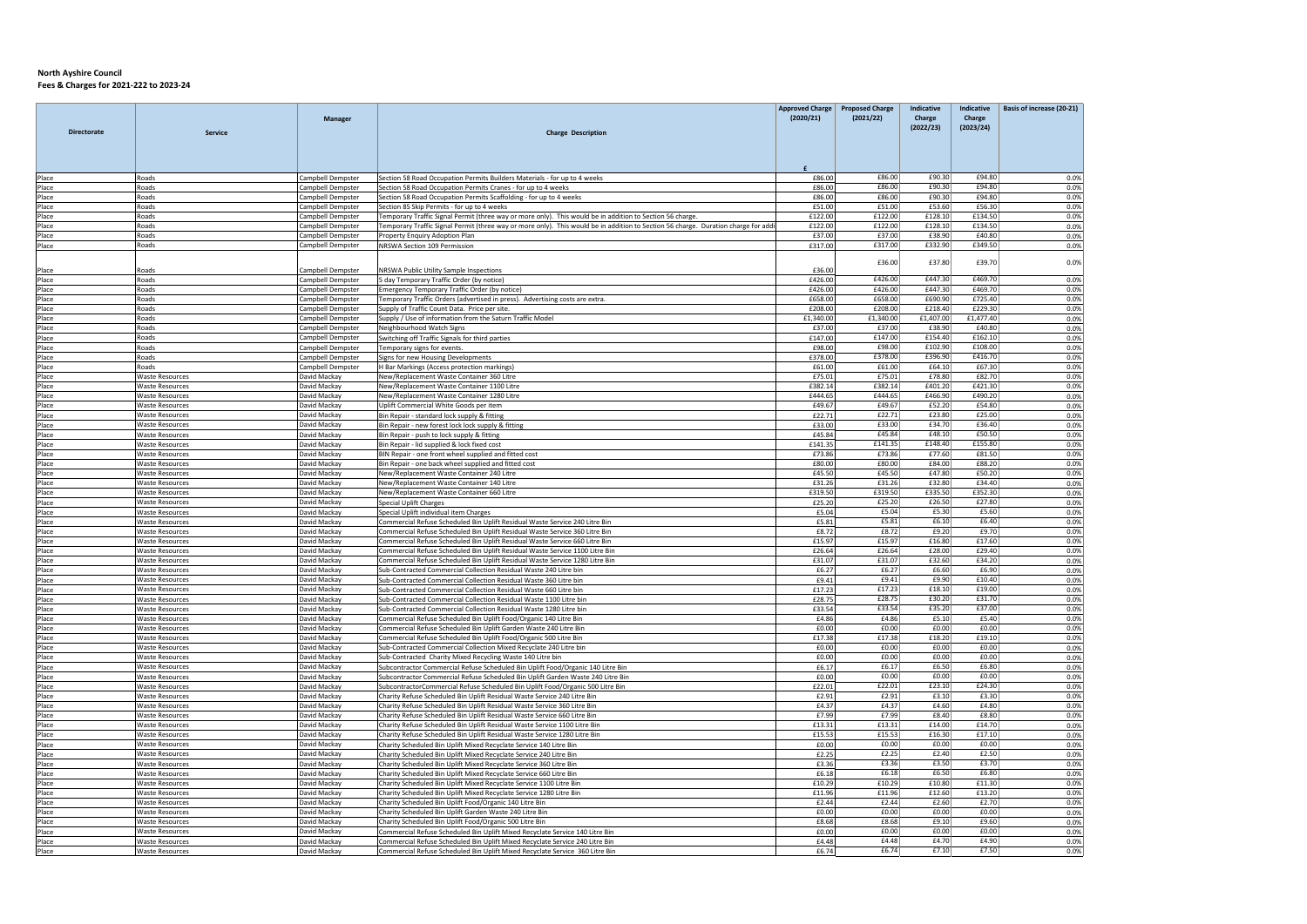**North Ayshire Council**
**Fees & Charges for 2021-222 to 2023-24**

| Directorate | Service | Manager | Charge Description | Approved Charge (2020/21) | Proposed Charge (2021/22) | Indicative Charge (2022/23) | Indicative Charge (2023/24) | Basis of increase (20-21) |
|---|---|---|---|---|---|---|---|---|
| | | | | £ | | | | |
| Place | Roads | Campbell Dempster | Section 58 Road Occupation Permits Builders Materials - for up to 4 weeks | £86.00 | £86.00 | £90.30 | £94.80 | 0.0% |
| Place | Roads | Campbell Dempster | Section 58 Road Occupation Permits Cranes - for up to 4 weeks | £86.00 | £86.00 | £90.30 | £94.80 | 0.0% |
| Place | Roads | Campbell Dempster | Section 58 Road Occupation Permits Scaffolding - for up to 4 weeks | £86.00 | £86.00 | £90.30 | £94.80 | 0.0% |
| Place | Roads | Campbell Dempster | Section 85 Skip Permits - for up to 4 weeks | £51.00 | £51.00 | £53.60 | £56.30 | 0.0% |
| Place | Roads | Campbell Dempster | Temporary Traffic Signal Permit (three way or more only). This would be in addition to Section 56 charge. | £122.00 | £122.00 | £128.10 | £134.50 | 0.0% |
| Place | Roads | Campbell Dempster | Temporary Traffic Signal Permit (three way or more only). This would be in addition to Section 56 charge. Duration charge for addi | £122.00 | £122.00 | £128.10 | £134.50 | 0.0% |
| Place | Roads | Campbell Dempster | Property Enquiry Adoption Plan | £37.00 | £37.00 | £38.90 | £40.80 | 0.0% |
| Place | Roads | Campbell Dempster | NRSWA Section 109 Permission | £317.00 | £317.00 | £332.90 | £349.50 | 0.0% |
| Place | Roads | Campbell Dempster | NRSWA Public Utility Sample Inspections | £36.00 | £36.00 | £37.80 | £39.70 | 0.0% |
| Place | Roads | Campbell Dempster | 5 day Temporary Traffic Order (by notice) | £426.00 | £426.00 | £447.30 | £469.70 | 0.0% |
| Place | Roads | Campbell Dempster | Emergency Temporary Traffic Order (by notice) | £426.00 | £426.00 | £447.30 | £469.70 | 0.0% |
| Place | Roads | Campbell Dempster | Temporary Traffic Orders (advertised in press). Advertising costs are extra. | £658.00 | £658.00 | £690.90 | £725.40 | 0.0% |
| Place | Roads | Campbell Dempster | Supply of Traffic Count Data. Price per site. | £208.00 | £208.00 | £218.40 | £229.30 | 0.0% |
| Place | Roads | Campbell Dempster | Supply / Use of information from the Saturn Traffic Model | £1,340.00 | £1,340.00 | £1,407.00 | £1,477.40 | 0.0% |
| Place | Roads | Campbell Dempster | Neighbourhood Watch Signs | £37.00 | £37.00 | £38.90 | £40.80 | 0.0% |
| Place | Roads | Campbell Dempster | Switching off Traffic Signals for third parties | £147.00 | £147.00 | £154.40 | £162.10 | 0.0% |
| Place | Roads | Campbell Dempster | Temporary signs for events. | £98.00 | £98.00 | £102.90 | £108.00 | 0.0% |
| Place | Roads | Campbell Dempster | Signs for new Housing Developments | £378.00 | £378.00 | £396.90 | £416.70 | 0.0% |
| Place | Roads | Campbell Dempster | H Bar Markings (Access protection markings) | £61.00 | £61.00 | £64.10 | £67.30 | 0.0% |
| Place | Waste Resources | David Mackay | New/Replacement Waste Container 360 Litre | £75.01 | £75.01 | £78.80 | £82.70 | 0.0% |
| Place | Waste Resources | David Mackay | New/Replacement Waste Container 1100 Litre | £382.14 | £382.14 | £401.20 | £421.30 | 0.0% |
| Place | Waste Resources | David Mackay | New/Replacement Waste Container 1280 Litre | £444.65 | £444.65 | £466.90 | £490.20 | 0.0% |
| Place | Waste Resources | David Mackay | Uplift Commercial White Goods per item | £49.67 | £49.67 | £52.20 | £54.80 | 0.0% |
| Place | Waste Resources | David Mackay | Bin Repair - standard lock supply & fitting | £22.71 | £22.71 | £23.80 | £25.00 | 0.0% |
| Place | Waste Resources | David Mackay | Bin Repair - new forest lock lock supply & fitting | £33.00 | £33.00 | £34.70 | £36.40 | 0.0% |
| Place | Waste Resources | David Mackay | Bin Repair - push to lock supply & fitting | £45.84 | £45.84 | £48.10 | £50.50 | 0.0% |
| Place | Waste Resources | David Mackay | Bin Repair - lid supplied & lock fixed cost | £141.35 | £141.35 | £148.40 | £155.80 | 0.0% |
| Place | Waste Resources | David Mackay | BIN Repair - one front wheel supplied and fitted cost | £73.86 | £73.86 | £77.60 | £81.50 | 0.0% |
| Place | Waste Resources | David Mackay | Bin Repair - one back wheel supplied and fitted cost | £80.00 | £80.00 | £84.00 | £88.20 | 0.0% |
| Place | Waste Resources | David Mackay | New/Replacement Waste Container 240 Litre | £45.50 | £45.50 | £47.80 | £50.20 | 0.0% |
| Place | Waste Resources | David Mackay | New/Replacement Waste Container 140 Litre | £31.26 | £31.26 | £32.80 | £34.40 | 0.0% |
| Place | Waste Resources | David Mackay | New/Replacement Waste Container 660 Litre | £319.50 | £319.50 | £335.50 | £352.30 | 0.0% |
| Place | Waste Resources | David Mackay | Special Uplift Charges | £25.20 | £25.20 | £26.50 | £27.80 | 0.0% |
| Place | Waste Resources | David Mackay | Special Uplift individual item Charges | £5.04 | £5.04 | £5.30 | £5.60 | 0.0% |
| Place | Waste Resources | David Mackay | Commercial Refuse Scheduled Bin Uplift Residual Waste Service 240 Litre Bin | £5.81 | £5.81 | £6.10 | £6.40 | 0.0% |
| Place | Waste Resources | David Mackay | Commercial Refuse Scheduled Bin Uplift Residual Waste Service 360 Litre Bin | £8.72 | £8.72 | £9.20 | £9.70 | 0.0% |
| Place | Waste Resources | David Mackay | Commercial Refuse Scheduled Bin Uplift Residual Waste Service 660 Litre Bin | £15.97 | £15.97 | £16.80 | £17.60 | 0.0% |
| Place | Waste Resources | David Mackay | Commercial Refuse Scheduled Bin Uplift Residual Waste Service 1100 Litre Bin | £26.64 | £26.64 | £28.00 | £29.40 | 0.0% |
| Place | Waste Resources | David Mackay | Commercial Refuse Scheduled Bin Uplift Residual Waste Service 1280 Litre Bin | £31.07 | £31.07 | £32.60 | £34.20 | 0.0% |
| Place | Waste Resources | David Mackay | Sub-Contracted Commercial Collection Residual Waste 240 Litre bin | £6.27 | £6.27 | £6.60 | £6.90 | 0.0% |
| Place | Waste Resources | David Mackay | Sub-Contracted Commercial Collection Residual Waste 360 Litre bin | £9.41 | £9.41 | £9.90 | £10.40 | 0.0% |
| Place | Waste Resources | David Mackay | Sub-Contracted Commercial Collection Residual Waste 660 Litre bin | £17.23 | £17.23 | £18.10 | £19.00 | 0.0% |
| Place | Waste Resources | David Mackay | Sub-Contracted Commercial Collection Residual Waste 1100 Litre bin | £28.75 | £28.75 | £30.20 | £31.70 | 0.0% |
| Place | Waste Resources | David Mackay | Sub-Contracted Commercial Collection Residual Waste 1280 Litre bin | £33.54 | £33.54 | £35.20 | £37.00 | 0.0% |
| Place | Waste Resources | David Mackay | Commercial Refuse Scheduled Bin Uplift Food/Organic 140 Litre Bin | £4.86 | £4.86 | £5.10 | £5.40 | 0.0% |
| Place | Waste Resources | David Mackay | Commercial Refuse Scheduled Bin Uplift Garden Waste 240 Litre Bin | £0.00 | £0.00 | £0.00 | £0.00 | 0.0% |
| Place | Waste Resources | David Mackay | Commercial Refuse Scheduled Bin Uplift Food/Organic 500 Litre Bin | £17.38 | £17.38 | £18.20 | £19.10 | 0.0% |
| Place | Waste Resources | David Mackay | Sub-Contracted Commercial Collection Mixed Recyclate 240 Litre bin | £0.00 | £0.00 | £0.00 | £0.00 | 0.0% |
| Place | Waste Resources | David Mackay | Sub-Contracted Charity Mixed Recycling Waste 140 Litre bin | £0.00 | £0.00 | £0.00 | £0.00 | 0.0% |
| Place | Waste Resources | David Mackay | Subcontractor Commercial Refuse Scheduled Bin Uplift Food/Organic 140 Litre Bin | £6.17 | £6.17 | £6.50 | £6.80 | 0.0% |
| Place | Waste Resources | David Mackay | Subcontractor Commercial Refuse Scheduled Bin Uplift Garden Waste 240 Litre Bin | £0.00 | £0.00 | £0.00 | £0.00 | 0.0% |
| Place | Waste Resources | David Mackay | SubcontractorCommercial Refuse Scheduled Bin Uplift Food/Organic 500 Litre Bin | £22.01 | £22.01 | £23.10 | £24.30 | 0.0% |
| Place | Waste Resources | David Mackay | Charity Refuse Scheduled Bin Uplift Residual Waste Service 240 Litre Bin | £2.91 | £2.91 | £3.10 | £3.30 | 0.0% |
| Place | Waste Resources | David Mackay | Charity Refuse Scheduled Bin Uplift Residual Waste Service 360 Litre Bin | £4.37 | £4.37 | £4.60 | £4.80 | 0.0% |
| Place | Waste Resources | David Mackay | Charity Refuse Scheduled Bin Uplift Residual Waste Service 660 Litre Bin | £7.99 | £7.99 | £8.40 | £8.80 | 0.0% |
| Place | Waste Resources | David Mackay | Charity Refuse Scheduled Bin Uplift Residual Waste Service 1100 Litre Bin | £13.31 | £13.31 | £14.00 | £14.70 | 0.0% |
| Place | Waste Resources | David Mackay | Charity Refuse Scheduled Bin Uplift Residual Waste Service 1280 Litre Bin | £15.53 | £15.53 | £16.30 | £17.10 | 0.0% |
| Place | Waste Resources | David Mackay | Charity Scheduled Bin Uplift Mixed Recyclate Service 140 Litre Bin | £0.00 | £0.00 | £0.00 | £0.00 | 0.0% |
| Place | Waste Resources | David Mackay | Charity Scheduled Bin Uplift Mixed Recyclate Service 240 Litre Bin | £2.25 | £2.25 | £2.40 | £2.50 | 0.0% |
| Place | Waste Resources | David Mackay | Charity Scheduled Bin Uplift Mixed Recyclate Service 360 Litre Bin | £3.36 | £3.36 | £3.50 | £3.70 | 0.0% |
| Place | Waste Resources | David Mackay | Charity Scheduled Bin Uplift Mixed Recyclate Service 660 Litre Bin | £6.18 | £6.18 | £6.50 | £6.80 | 0.0% |
| Place | Waste Resources | David Mackay | Charity Scheduled Bin Uplift Mixed Recyclate Service 1100 Litre Bin | £10.29 | £10.29 | £10.80 | £11.30 | 0.0% |
| Place | Waste Resources | David Mackay | Charity Scheduled Bin Uplift Mixed Recyclate Service 1280 Litre Bin | £11.96 | £11.96 | £12.60 | £13.20 | 0.0% |
| Place | Waste Resources | David Mackay | Charity Scheduled Bin Uplift Food/Organic 140 Litre Bin | £2.44 | £2.44 | £2.60 | £2.70 | 0.0% |
| Place | Waste Resources | David Mackay | Charity Scheduled Bin Uplift Garden Waste 240 Litre Bin | £0.00 | £0.00 | £0.00 | £0.00 | 0.0% |
| Place | Waste Resources | David Mackay | Charity Scheduled Bin Uplift Food/Organic 500 Litre Bin | £8.68 | £8.68 | £9.10 | £9.60 | 0.0% |
| Place | Waste Resources | David Mackay | Commercial Refuse Scheduled Bin Uplift Mixed Recyclate Service 140 Litre Bin | £0.00 | £0.00 | £0.00 | £0.00 | 0.0% |
| Place | Waste Resources | David Mackay | Commercial Refuse Scheduled Bin Uplift Mixed Recyclate Service 240 Litre Bin | £4.48 | £4.48 | £4.70 | £4.90 | 0.0% |
| Place | Waste Resources | David Mackay | Commercial Refuse Scheduled Bin Uplift Mixed Recyclate Service 360 Litre Bin | £6.74 | £6.74 | £7.10 | £7.50 | 0.0% |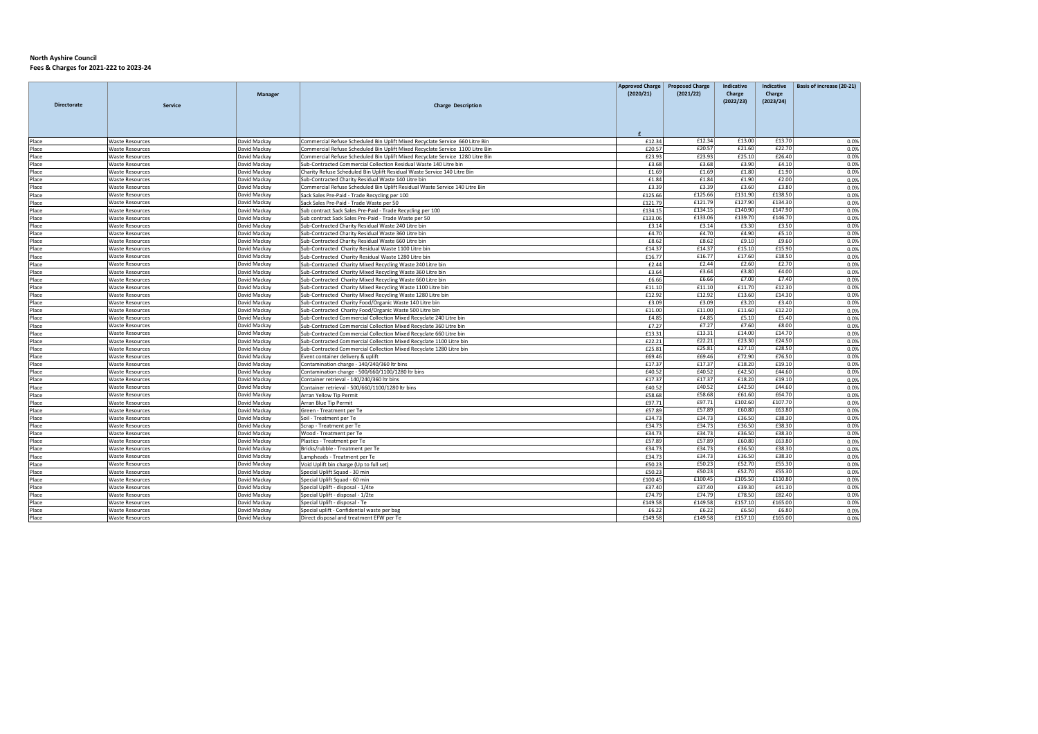**North Ayshire Council**
**Fees & Charges for 2021-222 to 2023-24**

| Directorate | Service | Manager | Charge Description | Approved Charge (2020/21) | Proposed Charge (2021/22) | Indicative Charge (2022/23) | Indicative Charge (2023/24) | Basis of increase (20-21) |
|---|---|---|---|---|---|---|---|---|
| | | | | £ | | | | |
| Place | Waste Resources | David Mackay | Commercial Refuse Scheduled Bin Uplift Mixed Recyclate Service 660 Litre Bin | £12.34 | £12.34 | £13.00 | £13.70 | 0.0% |
| Place | Waste Resources | David Mackay | Commercial Refuse Scheduled Bin Uplift Mixed Recyclate Service 1100 Litre Bin | £20.57 | £20.57 | £21.60 | £22.70 | 0.0% |
| Place | Waste Resources | David Mackay | Commercial Refuse Scheduled Bin Uplift Mixed Recyclate Service 1280 Litre Bin | £23.93 | £23.93 | £25.10 | £26.40 | 0.0% |
| Place | Waste Resources | David Mackay | Sub-Contracted Commercial Collection Residual Waste 140 Litre bin | £3.68 | £3.68 | £3.90 | £4.10 | 0.0% |
| Place | Waste Resources | David Mackay | Charity Refuse Scheduled Bin Uplift Residual Waste Service 140 Litre Bin | £1.69 | £1.69 | £1.80 | £1.90 | 0.0% |
| Place | Waste Resources | David Mackay | Sub-Contracted Charity Residual Waste 140 Litre bin | £1.84 | £1.84 | £1.90 | £2.00 | 0.0% |
| Place | Waste Resources | David Mackay | Commercial Refuse Scheduled Bin Uplift Residual Waste Service 140 Litre Bin | £3.39 | £3.39 | £3.60 | £3.80 | 0.0% |
| Place | Waste Resources | David Mackay | Sack Sales Pre-Paid - Trade Recycling per 100 | £125.66 | £125.66 | £131.90 | £138.50 | 0.0% |
| Place | Waste Resources | David Mackay | Sack Sales Pre-Paid - Trade Waste per 50 | £121.79 | £121.79 | £127.90 | £134.30 | 0.0% |
| Place | Waste Resources | David Mackay | Sub contract Sack Sales Pre-Paid - Trade Recycling per 100 | £134.15 | £134.15 | £140.90 | £147.90 | 0.0% |
| Place | Waste Resources | David Mackay | Sub contract Sack Sales Pre-Paid - Trade Waste per 50 | £133.06 | £133.06 | £139.70 | £146.70 | 0.0% |
| Place | Waste Resources | David Mackay | Sub-Contracted Charity Residual Waste 240 Litre bin | £3.14 | £3.14 | £3.30 | £3.50 | 0.0% |
| Place | Waste Resources | David Mackay | Sub-Contracted Charity Residual Waste 360 Litre bin | £4.70 | £4.70 | £4.90 | £5.10 | 0.0% |
| Place | Waste Resources | David Mackay | Sub-Contracted Charity Residual Waste 660 Litre bin | £8.62 | £8.62 | £9.10 | £9.60 | 0.0% |
| Place | Waste Resources | David Mackay | Sub-Contracted Charity Residual Waste 1100 Litre bin | £14.37 | £14.37 | £15.10 | £15.90 | 0.0% |
| Place | Waste Resources | David Mackay | Sub-Contracted Charity Residual Waste 1280 Litre bin | £16.77 | £16.77 | £17.60 | £18.50 | 0.0% |
| Place | Waste Resources | David Mackay | Sub-Contracted Charity Mixed Recycling Waste 240 Litre bin | £2.44 | £2.44 | £2.60 | £2.70 | 0.0% |
| Place | Waste Resources | David Mackay | Sub-Contracted Charity Mixed Recycling Waste 360 Litre bin | £3.64 | £3.64 | £3.80 | £4.00 | 0.0% |
| Place | Waste Resources | David Mackay | Sub-Contracted Charity Mixed Recycling Waste 660 Litre bin | £6.66 | £6.66 | £7.00 | £7.40 | 0.0% |
| Place | Waste Resources | David Mackay | Sub-Contracted Charity Mixed Recycling Waste 1100 Litre bin | £11.10 | £11.10 | £11.70 | £12.30 | 0.0% |
| Place | Waste Resources | David Mackay | Sub-Contracted Charity Mixed Recycling Waste 1280 Litre bin | £12.92 | £12.92 | £13.60 | £14.30 | 0.0% |
| Place | Waste Resources | David Mackay | Sub-Contracted Charity Food/Organic Waste 140 Litre bin | £3.09 | £3.09 | £3.20 | £3.40 | 0.0% |
| Place | Waste Resources | David Mackay | Sub-Contracted Charity Food/Organic Waste 500 Litre bin | £11.00 | £11.00 | £11.60 | £12.20 | 0.0% |
| Place | Waste Resources | David Mackay | Sub-Contracted Commercial Collection Mixed Recyclate 240 Litre bin | £4.85 | £4.85 | £5.10 | £5.40 | 0.0% |
| Place | Waste Resources | David Mackay | Sub-Contracted Commercial Collection Mixed Recyclate 360 Litre bin | £7.27 | £7.27 | £7.60 | £8.00 | 0.0% |
| Place | Waste Resources | David Mackay | Sub-Contracted Commercial Collection Mixed Recyclate 660 Litre bin | £13.31 | £13.31 | £14.00 | £14.70 | 0.0% |
| Place | Waste Resources | David Mackay | Sub-Contracted Commercial Collection Mixed Recyclate 1100 Litre bin | £22.21 | £22.21 | £23.30 | £24.50 | 0.0% |
| Place | Waste Resources | David Mackay | Sub-Contracted Commercial Collection Mixed Recyclate 1280 Litre bin | £25.81 | £25.81 | £27.10 | £28.50 | 0.0% |
| Place | Waste Resources | David Mackay | Event container delivery & uplift | £69.46 | £69.46 | £72.90 | £76.50 | 0.0% |
| Place | Waste Resources | David Mackay | Contamination charge - 140/240/360 ltr bins | £17.37 | £17.37 | £18.20 | £19.10 | 0.0% |
| Place | Waste Resources | David Mackay | Contamination charge - 500/660/1100/1280 ltr bins | £40.52 | £40.52 | £42.50 | £44.60 | 0.0% |
| Place | Waste Resources | David Mackay | Container retrieval - 140/240/360 ltr bins | £17.37 | £17.37 | £18.20 | £19.10 | 0.0% |
| Place | Waste Resources | David Mackay | Container retrieval - 500/660/1100/1280 ltr bins | £40.52 | £40.52 | £42.50 | £44.60 | 0.0% |
| Place | Waste Resources | David Mackay | Arran Yellow Tip Permit | £58.68 | £58.68 | £61.60 | £64.70 | 0.0% |
| Place | Waste Resources | David Mackay | Arran Blue Tip Permit | £97.71 | £97.71 | £102.60 | £107.70 | 0.0% |
| Place | Waste Resources | David Mackay | Green - Treatment per Te | £57.89 | £57.89 | £60.80 | £63.80 | 0.0% |
| Place | Waste Resources | David Mackay | Soil - Treatment per Te | £34.73 | £34.73 | £36.50 | £38.30 | 0.0% |
| Place | Waste Resources | David Mackay | Scrap - Treatment per Te | £34.73 | £34.73 | £36.50 | £38.30 | 0.0% |
| Place | Waste Resources | David Mackay | Wood - Treatment per Te | £34.73 | £34.73 | £36.50 | £38.30 | 0.0% |
| Place | Waste Resources | David Mackay | Plastics - Treatment per Te | £57.89 | £57.89 | £60.80 | £63.80 | 0.0% |
| Place | Waste Resources | David Mackay | Bricks/rubble - Treatment per Te | £34.73 | £34.73 | £36.50 | £38.30 | 0.0% |
| Place | Waste Resources | David Mackay | Lampheads - Treatment per Te | £34.73 | £34.73 | £36.50 | £38.30 | 0.0% |
| Place | Waste Resources | David Mackay | Void Uplift bin charge (Up to full set) | £50.23 | £50.23 | £52.70 | £55.30 | 0.0% |
| Place | Waste Resources | David Mackay | Special Uplift Squad - 30 min | £50.23 | £50.23 | £52.70 | £55.30 | 0.0% |
| Place | Waste Resources | David Mackay | Special Uplift Squad - 60 min | £100.45 | £100.45 | £105.50 | £110.80 | 0.0% |
| Place | Waste Resources | David Mackay | Special Uplift - disposal - 1/4te | £37.40 | £37.40 | £39.30 | £41.30 | 0.0% |
| Place | Waste Resources | David Mackay | Special Uplift - disposal - 1/2te | £74.79 | £74.79 | £78.50 | £82.40 | 0.0% |
| Place | Waste Resources | David Mackay | Special Uplift - disposal - Te | £149.58 | £149.58 | £157.10 | £165.00 | 0.0% |
| Place | Waste Resources | David Mackay | Special uplift - Confidential waste per bag | £6.22 | £6.22 | £6.50 | £6.80 | 0.0% |
| Place | Waste Resources | David Mackay | Direct disposal and treatment EFW per Te | £149.58 | £149.58 | £157.10 | £165.00 | 0.0% |